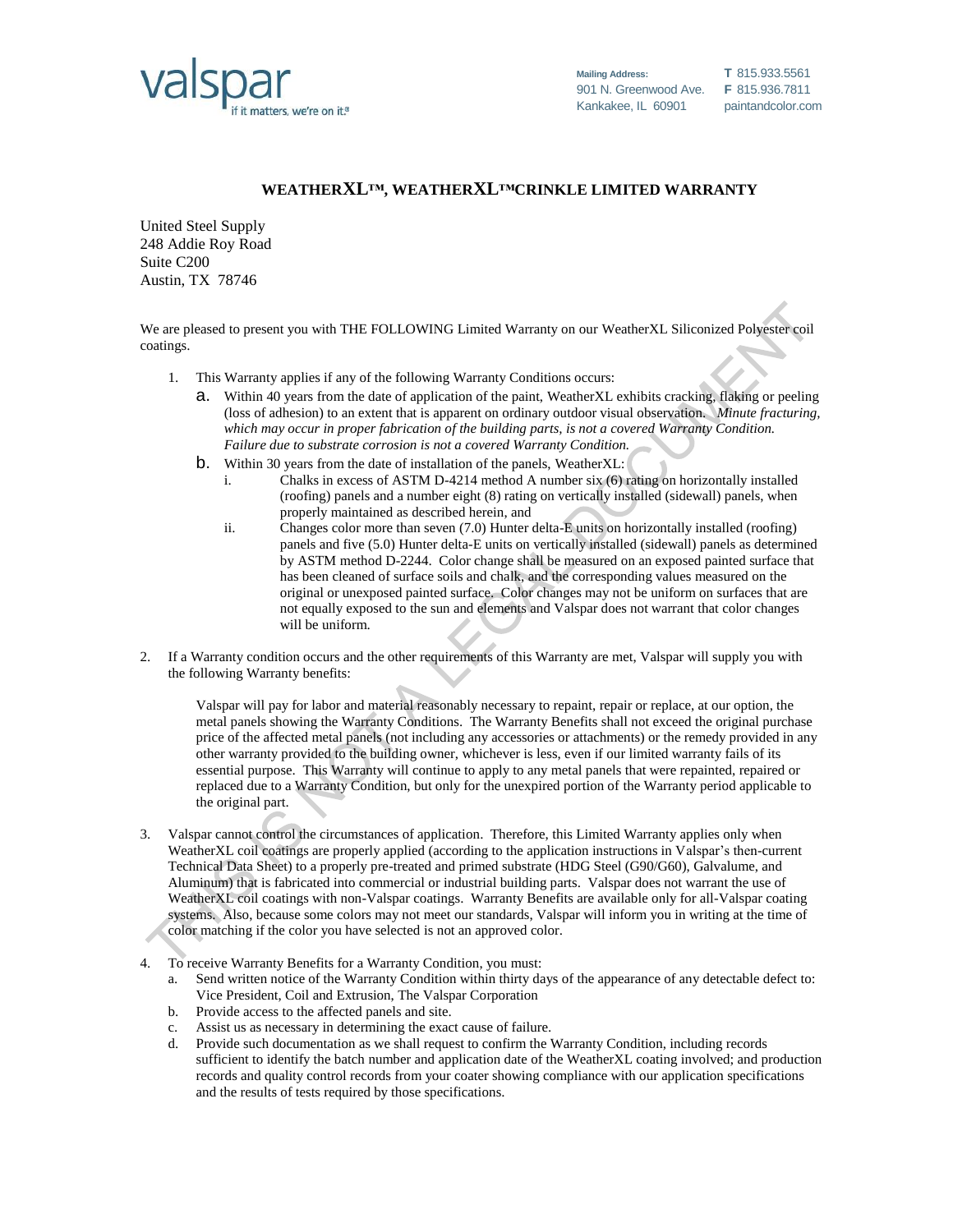valspar
if it matters, we're on it.®

Mailing Address:
901 N. Greenwood Ave.
Kankakee, IL 60901

T 815.933.5561
F 815.936.7811
paintandcolor.com

## WEATHERXL™, WEATHERXL™CRINKLE LIMITED WARRANTY

United Steel Supply
248 Addie Roy Road
Suite C200
Austin, TX 78746

THIS IS NOT A LEGAL DOCUMENT

We are pleased to present you with THE FOLLOWING Limited Warranty on our WeatherXL Siliconized Polyester coil coatings.

1. This Warranty applies if any of the following Warranty Conditions occurs:
   a. Within 40 years from the date of application of the paint, WeatherXL exhibits cracking, flaking or peeling (loss of adhesion) to an extent that is apparent on ordinary outdoor visual observation. *Minute fracturing, which may occur in proper fabrication of the building parts, is not a covered Warranty Condition. Failure due to substrate corrosion is not a covered Warranty Condition.*
   b. Within 30 years from the date of installation of the panels, WeatherXL:
      i. Chalks in excess of ASTM D-4214 method A number six (6) rating on horizontally installed (roofing) panels and a number eight (8) rating on vertically installed (sidewall) panels, when properly maintained as described herein, and
      ii. Changes color more than seven (7.0) Hunter delta-E units on horizontally installed (roofing) panels and five (5.0) Hunter delta-E units on vertically installed (sidewall) panels as determined by ASTM method D-2244. Color change shall be measured on an exposed painted surface that has been cleaned of surface soils and chalk, and the corresponding values measured on the original or unexposed painted surface. Color changes may not be uniform on surfaces that are not equally exposed to the sun and elements and Valspar does not warrant that color changes will be uniform.

2. If a Warranty condition occurs and the other requirements of this Warranty are met, Valspar will supply you with the following Warranty benefits:

   Valspar will pay for labor and material reasonably necessary to repaint, repair or replace, at our option, the metal panels showing the Warranty Conditions. The Warranty Benefits shall not exceed the original purchase price of the affected metal panels (not including any accessories or attachments) or the remedy provided in any other warranty provided to the building owner, whichever is less, even if our limited warranty fails of its essential purpose. This Warranty will continue to apply to any metal panels that were repainted, repaired or replaced due to a Warranty Condition, but only for the unexpired portion of the Warranty period applicable to the original part.

3. Valspar cannot control the circumstances of application. Therefore, this Limited Warranty applies only when WeatherXL coil coatings are properly applied (according to the application instructions in Valspar's then-current Technical Data Sheet) to a properly pre-treated and primed substrate (HDG Steel (G90/G60), Galvalume, and Aluminum) that is fabricated into commercial or industrial building parts. Valspar does not warrant the use of WeatherXL coil coatings with non-Valspar coatings. Warranty Benefits are available only for all-Valspar coating systems. Also, because some colors may not meet our standards, Valspar will inform you in writing at the time of color matching if the color you have selected is not an approved color.

4. To receive Warranty Benefits for a Warranty Condition, you must:
   a. Send written notice of the Warranty Condition within thirty days of the appearance of any detectable defect to: Vice President, Coil and Extrusion, The Valspar Corporation
   b. Provide access to the affected panels and site.
   c. Assist us as necessary in determining the exact cause of failure.
   d. Provide such documentation as we shall request to confirm the Warranty Condition, including records sufficient to identify the batch number and application date of the WeatherXL coating involved; and production records and quality control records from your coater showing compliance with our application specifications and the results of tests required by those specifications.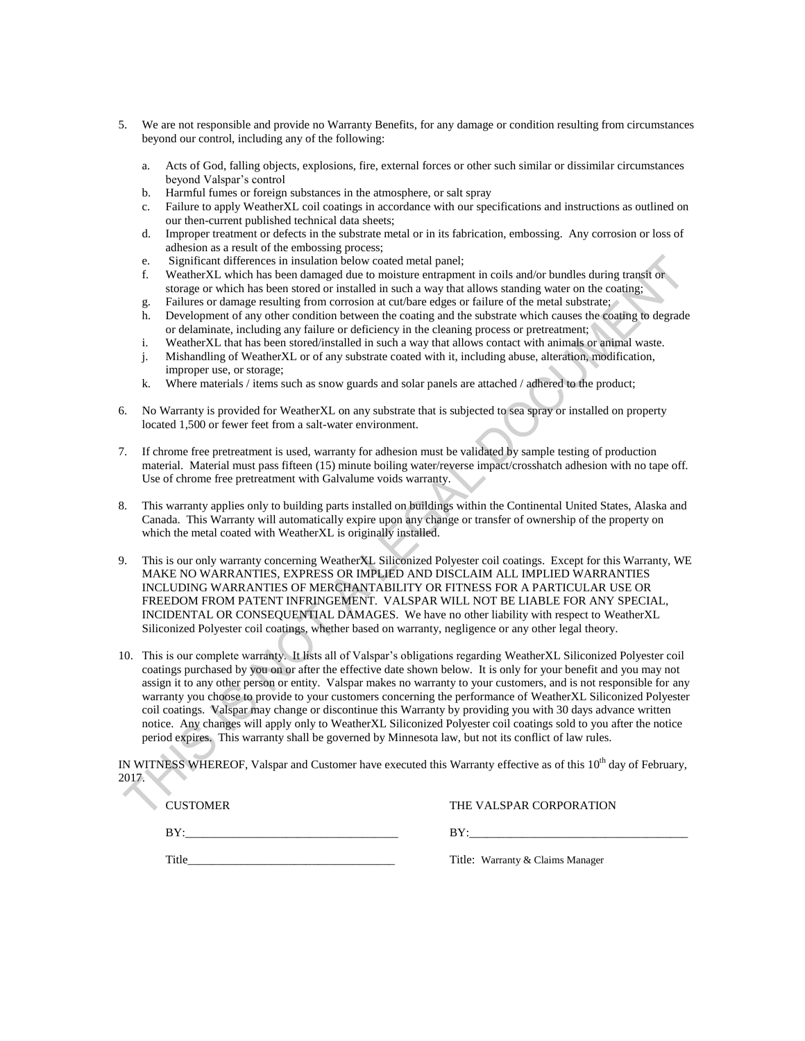5. We are not responsible and provide no Warranty Benefits, for any damage or condition resulting from circumstances beyond our control, including any of the following:

   a. Acts of God, falling objects, explosions, fire, external forces or other such similar or dissimilar circumstances beyond Valspar's control
   b. Harmful fumes or foreign substances in the atmosphere, or salt spray
   c. Failure to apply WeatherXL coil coatings in accordance with our specifications and instructions as outlined on our then-current published technical data sheets;
   d. Improper treatment or defects in the substrate metal or in its fabrication, embossing. Any corrosion or loss of adhesion as a result of the embossing process;
   e. Significant differences in insulation below coated metal panel;
   f. WeatherXL which has been damaged due to moisture entrapment in coils and/or bundles during transit or storage or which has been stored or installed in such a way that allows standing water on the coating;
   g. Failures or damage resulting from corrosion at cut/bare edges or failure of the metal substrate;
   h. Development of any other condition between the coating and the substrate which causes the coating to degrade or delaminate, including any failure or deficiency in the cleaning process or pretreatment;
   i. WeatherXL that has been stored/installed in such a way that allows contact with animals or animal waste.
   j. Mishandling of WeatherXL or of any substrate coated with it, including abuse, alteration, modification, improper use, or storage;
   k. Where materials / items such as snow guards and solar panels are attached / adhered to the product;

6. No Warranty is provided for WeatherXL on any substrate that is subjected to sea spray or installed on property located 1,500 or fewer feet from a salt-water environment.

7. If chrome free pretreatment is used, warranty for adhesion must be validated by sample testing of production material. Material must pass fifteen (15) minute boiling water/reverse impact/crosshatch adhesion with no tape off. Use of chrome free pretreatment with Galvalume voids warranty.

8. This warranty applies only to building parts installed on buildings within the Continental United States, Alaska and Canada. This Warranty will automatically expire upon any change or transfer of ownership of the property on which the metal coated with WeatherXL is originally installed.

9. This is our only warranty concerning WeatherXL Siliconized Polyester coil coatings. Except for this Warranty, WE MAKE NO WARRANTIES, EXPRESS OR IMPLIED AND DISCLAIM ALL IMPLIED WARRANTIES INCLUDING WARRANTIES OF MERCHANTABILITY OR FITNESS FOR A PARTICULAR USE OR FREEDOM FROM PATENT INFRINGEMENT. VALSPAR WILL NOT BE LIABLE FOR ANY SPECIAL, INCIDENTAL OR CONSEQUENTIAL DAMAGES. We have no other liability with respect to WeatherXL Siliconized Polyester coil coatings, whether based on warranty, negligence or any other legal theory.

10. This is our complete warranty. It lists all of Valspar's obligations regarding WeatherXL Siliconized Polyester coil coatings purchased by you on or after the effective date shown below. It is only for your benefit and you may not assign it to any other person or entity. Valspar makes no warranty to your customers, and is not responsible for any warranty you choose to provide to your customers concerning the performance of WeatherXL Siliconized Polyester coil coatings. Valspar may change or discontinue this Warranty by providing you with 30 days advance written notice. Any changes will apply only to WeatherXL Siliconized Polyester coil coatings sold to you after the notice period expires. This warranty shall be governed by Minnesota law, but not its conflict of law rules.

IN WITNESS WHEREOF, Valspar and Customer have executed this Warranty effective as of this 10th day of February, 2017.

| | |
|---|---|
| CUSTOMER | THE VALSPAR CORPORATION |
| BY:_________________________ | BY:_________________________ |
| Title_________________________ | Title: Warranty & Claims Manager |

THIS IS NOT A LEGAL DOCUMENT